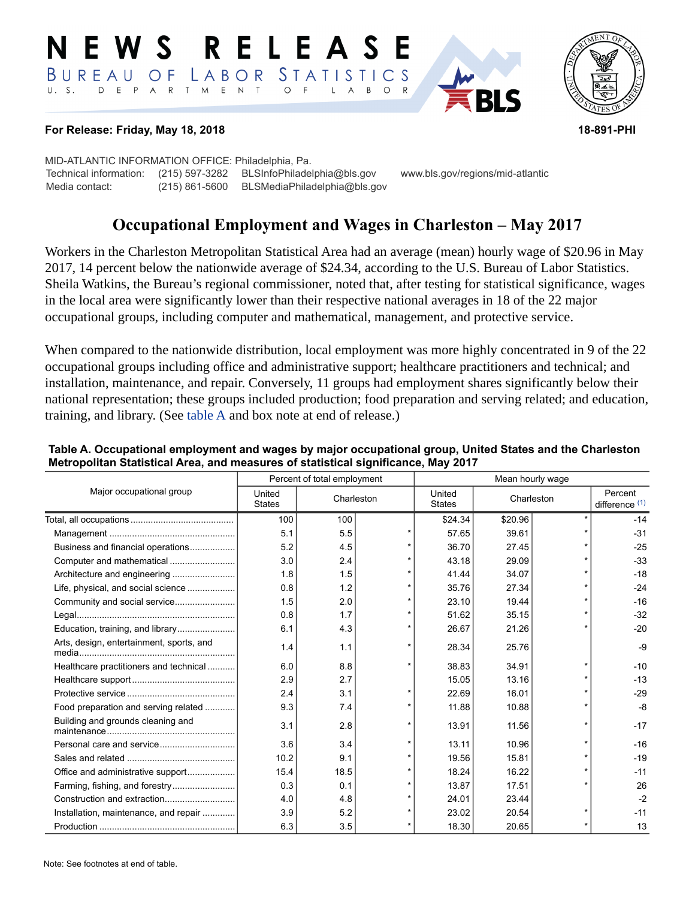# NEWS RELEASE

BUREAU OF LABOR STATISTICS

U. S. DEPARTMENT OF LABOR

**For Release: Friday, May 18, 2018** **18-891-PHI**

MID-ATLANTIC INFORMATION OFFICE: Philadelphia, Pa.

Technical information: (215) 597-3282 BLSInfoPhiladelphia@bls.gov www.bls.gov/regions/mid-atlantic

Media contact: (215) 861-5600 BLSMediaPhiladelphia@bls.gov

## Occupational Employment and Wages in Charleston – May 2017

Workers in the Charleston Metropolitan Statistical Area had an average (mean) hourly wage of $20.96 in May 2017, 14 percent below the nationwide average of $24.34, according to the U.S. Bureau of Labor Statistics. Sheila Watkins, the Bureau's regional commissioner, noted that, after testing for statistical significance, wages in the local area were significantly lower than their respective national averages in 18 of the 22 major occupational groups, including computer and mathematical, management, and protective service.

When compared to the nationwide distribution, local employment was more highly concentrated in 9 of the 22 occupational groups including office and administrative support; healthcare practitioners and technical; and installation, maintenance, and repair. Conversely, 11 groups had employment shares significantly below their national representation; these groups included production; food preparation and serving related; and education, training, and library. (See table A and box note at end of release.)

**Table A. Occupational employment and wages by major occupational group, United States and the Charleston Metropolitan Statistical Area, and measures of statistical significance, May 2017**

| Major occupational group | Percent of total employment | | | Mean hourly wage | | | |
|---|---|---|---|---|---|---|---|
| | United States | Charleston | | United States | Charleston | | Percent difference (1) |
| Total, all occupations | 100 | 100 | | $24.34 | $20.96 | * | -14 |
| Management | 5.1 | 5.5 | * | 57.65 | 39.61 | * | -31 |
| Business and financial operations | 5.2 | 4.5 | * | 36.70 | 27.45 | * | -25 |
| Computer and mathematical | 3.0 | 2.4 | * | 43.18 | 29.09 | * | -33 |
| Architecture and engineering | 1.8 | 1.5 | * | 41.44 | 34.07 | * | -18 |
| Life, physical, and social science | 0.8 | 1.2 | * | 35.76 | 27.34 | * | -24 |
| Community and social service | 1.5 | 2.0 | * | 23.10 | 19.44 | * | -16 |
| Legal | 0.8 | 1.7 | * | 51.62 | 35.15 | * | -32 |
| Education, training, and library | 6.1 | 4.3 | * | 26.67 | 21.26 | * | -20 |
| Arts, design, entertainment, sports, and media | 1.4 | 1.1 | * | 28.34 | 25.76 | | -9 |
| Healthcare practitioners and technical | 6.0 | 8.8 | * | 38.83 | 34.91 | * | -10 |
| Healthcare support | 2.9 | 2.7 | | 15.05 | 13.16 | * | -13 |
| Protective service | 2.4 | 3.1 | * | 22.69 | 16.01 | * | -29 |
| Food preparation and serving related | 9.3 | 7.4 | * | 11.88 | 10.88 | * | -8 |
| Building and grounds cleaning and maintenance | 3.1 | 2.8 | * | 13.91 | 11.56 | * | -17 |
| Personal care and service | 3.6 | 3.4 | * | 13.11 | 10.96 | * | -16 |
| Sales and related | 10.2 | 9.1 | * | 19.56 | 15.81 | * | -19 |
| Office and administrative support | 15.4 | 18.5 | * | 18.24 | 16.22 | * | -11 |
| Farming, fishing, and forestry | 0.3 | 0.1 | * | 13.87 | 17.51 | * | 26 |
| Construction and extraction | 4.0 | 4.8 | * | 24.01 | 23.44 | | -2 |
| Installation, maintenance, and repair | 3.9 | 5.2 | * | 23.02 | 20.54 | * | -11 |
| Production | 6.3 | 3.5 | * | 18.30 | 20.65 | * | 13 |

Note: See footnotes at end of table.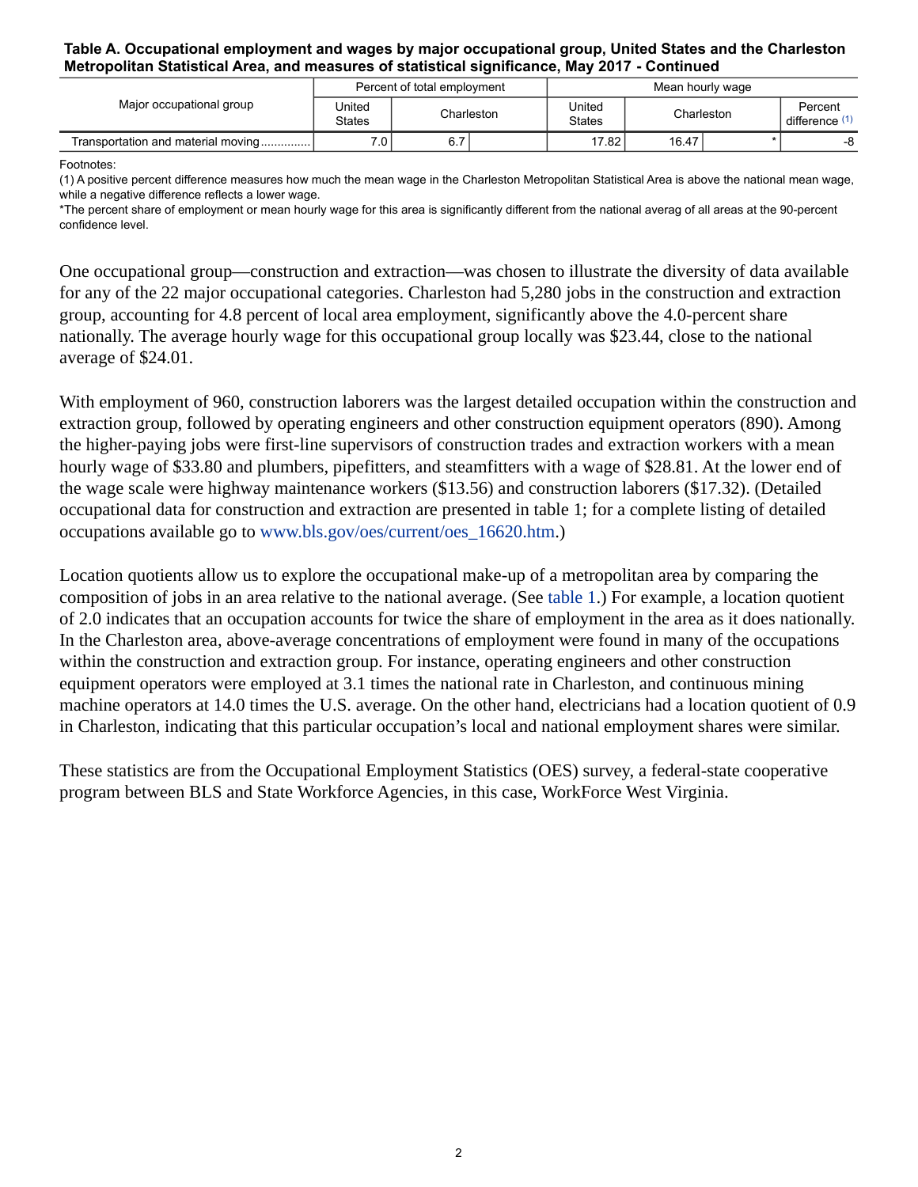**Table A. Occupational employment and wages by major occupational group, United States and the Charleston Metropolitan Statistical Area, and measures of statistical significance, May 2017 - Continued**

| Major occupational group | Percent of total employment | | | Mean hourly wage | | | |
|---|---|---|---|---|---|---|---|
| | United States | Charleston | | United States | Charleston | | Percent difference (1) |
| Transportation and material moving | 7.0 | 6.7 | | 17.82 | 16.47 | * | -8 |

Footnotes:
(1) A positive percent difference measures how much the mean wage in the Charleston Metropolitan Statistical Area is above the national mean wage, while a negative difference reflects a lower wage.
*The percent share of employment or mean hourly wage for this area is significantly different from the national averag of all areas at the 90-percent confidence level.

One occupational group—construction and extraction—was chosen to illustrate the diversity of data available for any of the 22 major occupational categories. Charleston had 5,280 jobs in the construction and extraction group, accounting for 4.8 percent of local area employment, significantly above the 4.0-percent share nationally. The average hourly wage for this occupational group locally was $23.44, close to the national average of $24.01.

With employment of 960, construction laborers was the largest detailed occupation within the construction and extraction group, followed by operating engineers and other construction equipment operators (890). Among the higher-paying jobs were first-line supervisors of construction trades and extraction workers with a mean hourly wage of $33.80 and plumbers, pipefitters, and steamfitters with a wage of $28.81. At the lower end of the wage scale were highway maintenance workers ($13.56) and construction laborers ($17.32). (Detailed occupational data for construction and extraction are presented in table 1; for a complete listing of detailed occupations available go to www.bls.gov/oes/current/oes_16620.htm.)

Location quotients allow us to explore the occupational make-up of a metropolitan area by comparing the composition of jobs in an area relative to the national average. (See table 1.) For example, a location quotient of 2.0 indicates that an occupation accounts for twice the share of employment in the area as it does nationally. In the Charleston area, above-average concentrations of employment were found in many of the occupations within the construction and extraction group. For instance, operating engineers and other construction equipment operators were employed at 3.1 times the national rate in Charleston, and continuous mining machine operators at 14.0 times the U.S. average. On the other hand, electricians had a location quotient of 0.9 in Charleston, indicating that this particular occupation's local and national employment shares were similar.

These statistics are from the Occupational Employment Statistics (OES) survey, a federal-state cooperative program between BLS and State Workforce Agencies, in this case, WorkForce West Virginia.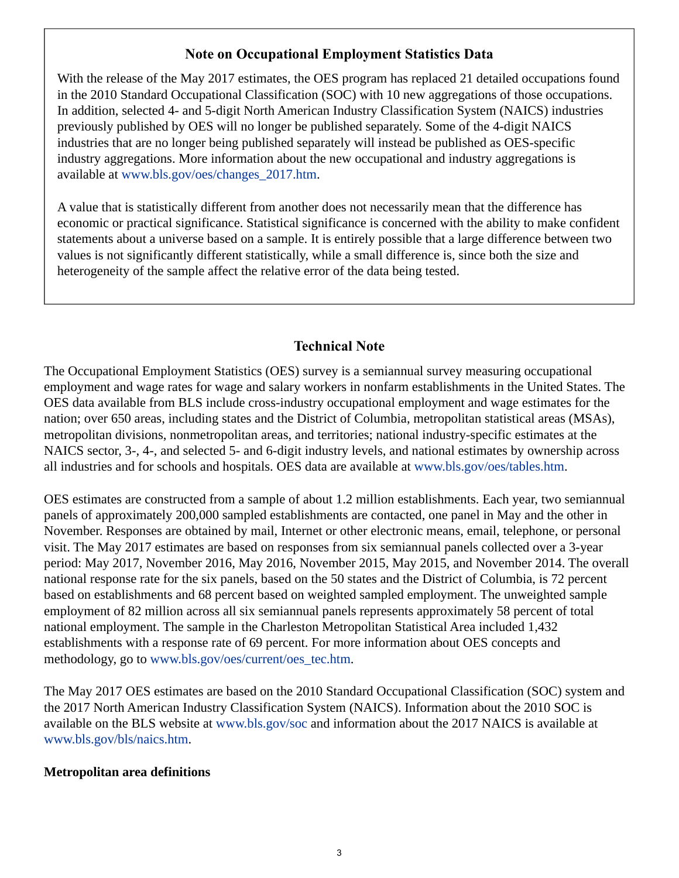### Note on Occupational Employment Statistics Data

With the release of the May 2017 estimates, the OES program has replaced 21 detailed occupations found in the 2010 Standard Occupational Classification (SOC) with 10 new aggregations of those occupations. In addition, selected 4- and 5-digit North American Industry Classification System (NAICS) industries previously published by OES will no longer be published separately. Some of the 4-digit NAICS industries that are no longer being published separately will instead be published as OES-specific industry aggregations. More information about the new occupational and industry aggregations is available at www.bls.gov/oes/changes_2017.htm.

A value that is statistically different from another does not necessarily mean that the difference has economic or practical significance. Statistical significance is concerned with the ability to make confident statements about a universe based on a sample. It is entirely possible that a large difference between two values is not significantly different statistically, while a small difference is, since both the size and heterogeneity of the sample affect the relative error of the data being tested.

## Technical Note

The Occupational Employment Statistics (OES) survey is a semiannual survey measuring occupational employment and wage rates for wage and salary workers in nonfarm establishments in the United States. The OES data available from BLS include cross-industry occupational employment and wage estimates for the nation; over 650 areas, including states and the District of Columbia, metropolitan statistical areas (MSAs), metropolitan divisions, nonmetropolitan areas, and territories; national industry-specific estimates at the NAICS sector, 3-, 4-, and selected 5- and 6-digit industry levels, and national estimates by ownership across all industries and for schools and hospitals. OES data are available at www.bls.gov/oes/tables.htm.

OES estimates are constructed from a sample of about 1.2 million establishments. Each year, two semiannual panels of approximately 200,000 sampled establishments are contacted, one panel in May and the other in November. Responses are obtained by mail, Internet or other electronic means, email, telephone, or personal visit. The May 2017 estimates are based on responses from six semiannual panels collected over a 3-year period: May 2017, November 2016, May 2016, November 2015, May 2015, and November 2014. The overall national response rate for the six panels, based on the 50 states and the District of Columbia, is 72 percent based on establishments and 68 percent based on weighted sampled employment. The unweighted sample employment of 82 million across all six semiannual panels represents approximately 58 percent of total national employment. The sample in the Charleston Metropolitan Statistical Area included 1,432 establishments with a response rate of 69 percent. For more information about OES concepts and methodology, go to www.bls.gov/oes/current/oes_tec.htm.

The May 2017 OES estimates are based on the 2010 Standard Occupational Classification (SOC) system and the 2017 North American Industry Classification System (NAICS). Information about the 2010 SOC is available on the BLS website at www.bls.gov/soc and information about the 2017 NAICS is available at www.bls.gov/bls/naics.htm.

**Metropolitan area definitions**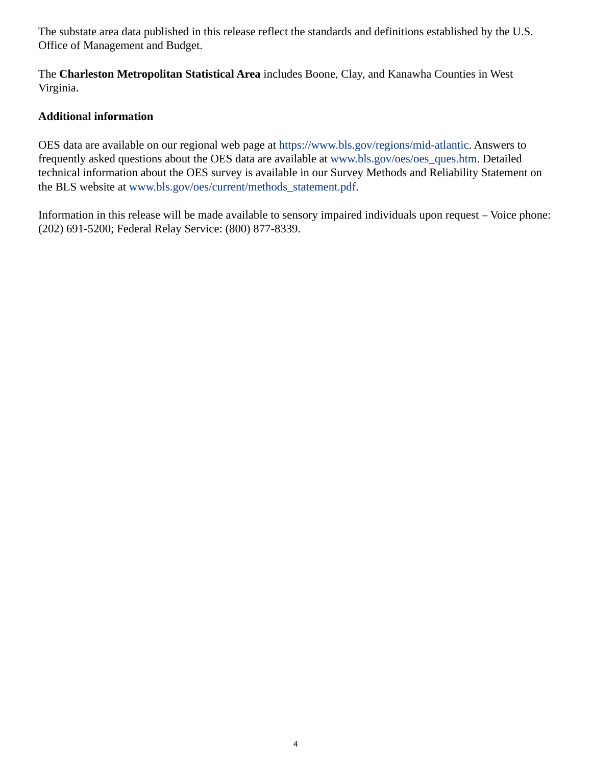The substate area data published in this release reflect the standards and definitions established by the U.S. Office of Management and Budget.

The **Charleston Metropolitan Statistical Area** includes Boone, Clay, and Kanawha Counties in West Virginia.

**Additional information**

OES data are available on our regional web page at https://www.bls.gov/regions/mid-atlantic. Answers to frequently asked questions about the OES data are available at www.bls.gov/oes/oes_ques.htm. Detailed technical information about the OES survey is available in our Survey Methods and Reliability Statement on the BLS website at www.bls.gov/oes/current/methods_statement.pdf.

Information in this release will be made available to sensory impaired individuals upon request – Voice phone: (202) 691-5200; Federal Relay Service: (800) 877-8339.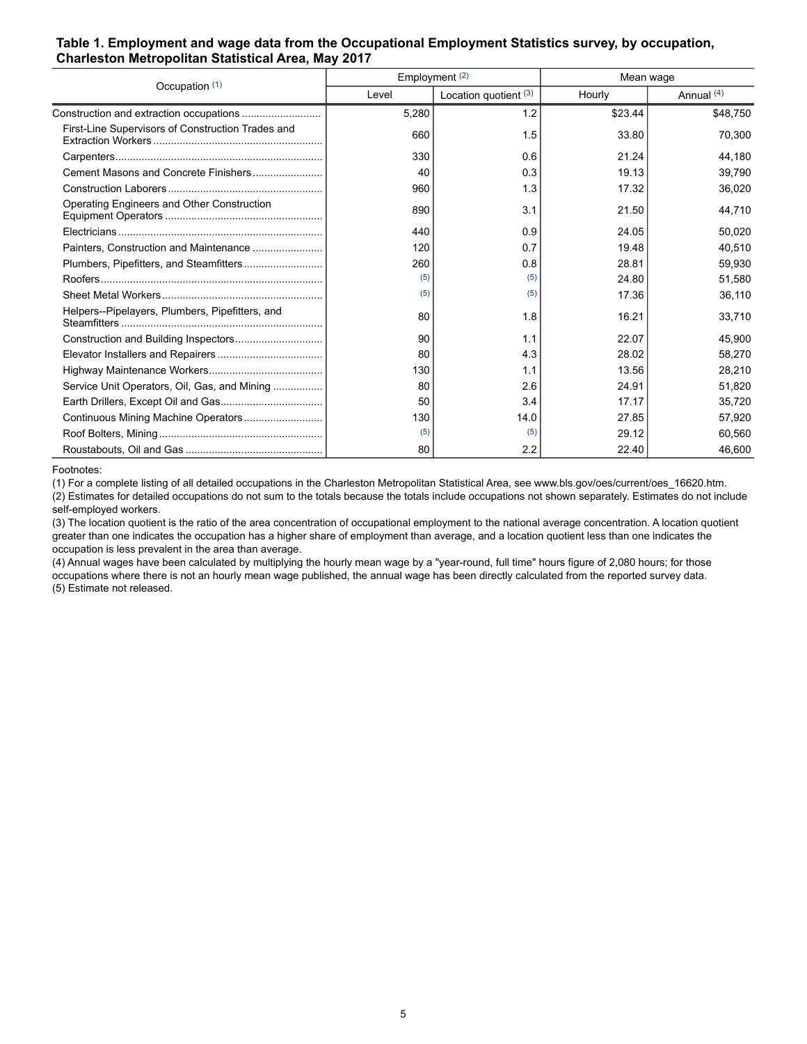**Table 1. Employment and wage data from the Occupational Employment Statistics survey, by occupation, Charleston Metropolitan Statistical Area, May 2017**

| Occupation (1) | Employment (2) | | Mean wage | |
|---|---|---|---|---|
| | Level | Location quotient (3) | Hourly | Annual (4) |
| Construction and extraction occupations | 5,280 | 1.2 | $23.44 | $48,750 |
| First-Line Supervisors of Construction Trades and Extraction Workers | 660 | 1.5 | 33.80 | 70,300 |
| Carpenters | 330 | 0.6 | 21.24 | 44,180 |
| Cement Masons and Concrete Finishers | 40 | 0.3 | 19.13 | 39,790 |
| Construction Laborers | 960 | 1.3 | 17.32 | 36,020 |
| Operating Engineers and Other Construction Equipment Operators | 890 | 3.1 | 21.50 | 44,710 |
| Electricians | 440 | 0.9 | 24.05 | 50,020 |
| Painters, Construction and Maintenance | 120 | 0.7 | 19.48 | 40,510 |
| Plumbers, Pipefitters, and Steamfitters | 260 | 0.8 | 28.81 | 59,930 |
| Roofers | (5) | (5) | 24.80 | 51,580 |
| Sheet Metal Workers | (5) | (5) | 17.36 | 36,110 |
| Helpers--Pipelayers, Plumbers, Pipefitters, and Steamfitters | 80 | 1.8 | 16.21 | 33,710 |
| Construction and Building Inspectors | 90 | 1.1 | 22.07 | 45,900 |
| Elevator Installers and Repairers | 80 | 4.3 | 28.02 | 58,270 |
| Highway Maintenance Workers | 130 | 1.1 | 13.56 | 28,210 |
| Service Unit Operators, Oil, Gas, and Mining | 80 | 2.6 | 24.91 | 51,820 |
| Earth Drillers, Except Oil and Gas | 50 | 3.4 | 17.17 | 35,720 |
| Continuous Mining Machine Operators | 130 | 14.0 | 27.85 | 57,920 |
| Roof Bolters, Mining | (5) | (5) | 29.12 | 60,560 |
| Roustabouts, Oil and Gas | 80 | 2.2 | 22.40 | 46,600 |

Footnotes:
(1) For a complete listing of all detailed occupations in the Charleston Metropolitan Statistical Area, see www.bls.gov/oes/current/oes_16620.htm.
(2) Estimates for detailed occupations do not sum to the totals because the totals include occupations not shown separately. Estimates do not include self-employed workers.
(3) The location quotient is the ratio of the area concentration of occupational employment to the national average concentration. A location quotient greater than one indicates the occupation has a higher share of employment than average, and a location quotient less than one indicates the occupation is less prevalent in the area than average.
(4) Annual wages have been calculated by multiplying the hourly mean wage by a "year-round, full time" hours figure of 2,080 hours; for those occupations where there is not an hourly mean wage published, the annual wage has been directly calculated from the reported survey data.
(5) Estimate not released.